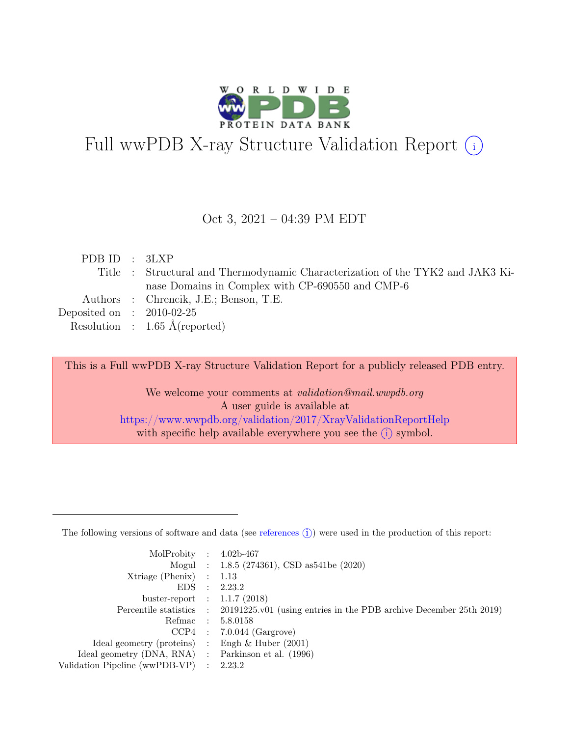# Full wwPDB X-ray Structure Validation Report (i)

Oct 3, 2021 – 04:39 PM EDT

| | | |
|---|---|---|
| PDB ID | : | 3LXP |
| Title | : | Structural and Thermodynamic Characterization of the TYK2 and JAK3 Kinase Domains in Complex with CP-690550 and CMP-6 |
| Authors | : | Chrencik, J.E.; Benson, T.E. |
| Deposited on | : | 2010-02-25 |
| Resolution | : | 1.65 Å(reported) |

This is a Full wwPDB X-ray Structure Validation Report for a publicly released PDB entry.

We welcome your comments at *validation@mail.wwpdb.org*
A user guide is available at
https://www.wwpdb.org/validation/2017/XrayValidationReportHelp
with specific help available everywhere you see the (i) symbol.

---

The following versions of software and data (see references (i)) were used in the production of this report:

| | | |
|---|---|---|
| MolProbity | : | 4.02b-467 |
| Mogul | : | 1.8.5 (274361), CSD as541be (2020) |
| Xtriage (Phenix) | : | 1.13 |
| EDS | : | 2.23.2 |
| buster-report | : | 1.1.7 (2018) |
| Percentile statistics | : | 20191225.v01 (using entries in the PDB archive December 25th 2019) |
| Refmac | : | 5.8.0158 |
| CCP4 | : | 7.0.044 (Gargrove) |
| Ideal geometry (proteins) | : | Engh & Huber (2001) |
| Ideal geometry (DNA, RNA) | : | Parkinson et al. (1996) |
| Validation Pipeline (wwPDB-VP) | : | 2.23.2 |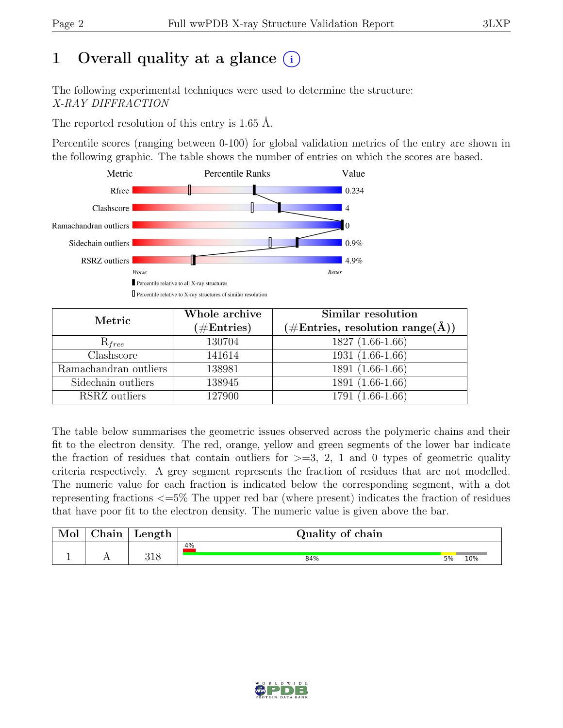# 1 Overall quality at a glance (i)

The following experimental techniques were used to determine the structure:
*X-RAY DIFFRACTION*

The reported resolution of this entry is 1.65 Å.

Percentile scores (ranging between 0-100) for global validation metrics of the entry are shown in the following graphic. The table shows the number of entries on which the scores are based.

| Metric | Value |
|---|---|
| Rfree | 0.234 |
| Clashscore | 4 |
| Ramachandran outliers | 0 |
| Sidechain outliers | 0.9% |
| RSRZ outliers | 4.9% |

Worse — Better

▮ Percentile relative to all X-ray structures
▯ Percentile relative to X-ray structures of similar resolution

| Metric | Whole archive (#Entries) | Similar resolution (#Entries, resolution range(Å)) |
|---|---|---|
| $R_{free}$ | 130704 | 1827 (1.66-1.66) |
| Clashscore | 141614 | 1931 (1.66-1.66) |
| Ramachandran outliers | 138981 | 1891 (1.66-1.66) |
| Sidechain outliers | 138945 | 1891 (1.66-1.66) |
| RSRZ outliers | 127900 | 1791 (1.66-1.66) |

The table below summarises the geometric issues observed across the polymeric chains and their fit to the electron density. The red, orange, yellow and green segments of the lower bar indicate the fraction of residues that contain outliers for >=3, 2, 1 and 0 types of geometric quality criteria respectively. A grey segment represents the fraction of residues that are not modelled. The numeric value for each fraction is indicated below the corresponding segment, with a dot representing fractions <=5% The upper red bar (where present) indicates the fraction of residues that have poor fit to the electron density. The numeric value is given above the bar.

| Mol | Chain | Length | Quality of chain |
|---|---|---|---|
| 1 | A | 318 | 4% (poor fit); 84%, 5%, 10% |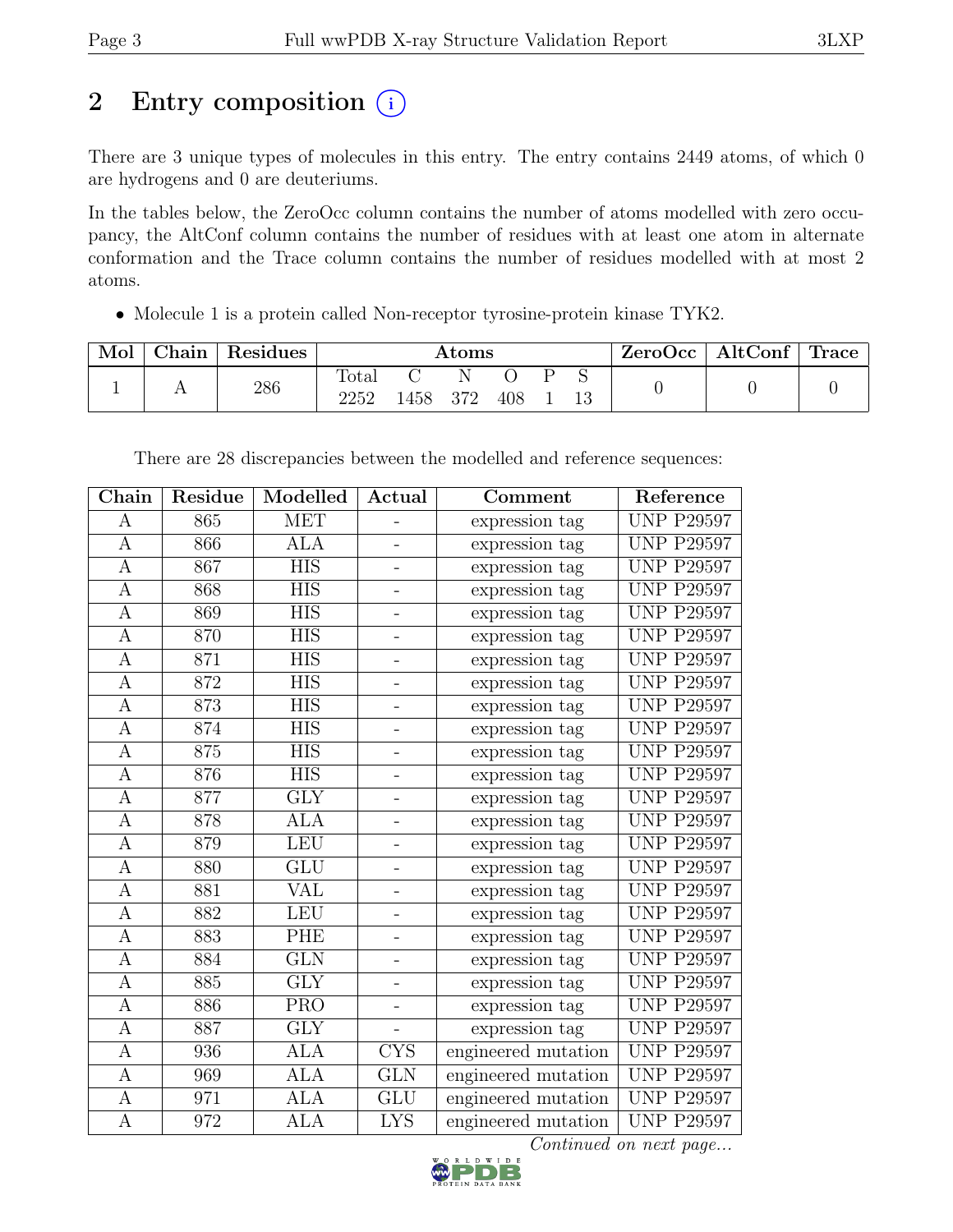# 2 Entry composition (i)

There are 3 unique types of molecules in this entry. The entry contains 2449 atoms, of which 0 are hydrogens and 0 are deuteriums.

In the tables below, the ZeroOcc column contains the number of atoms modelled with zero occupancy, the AltConf column contains the number of residues with at least one atom in alternate conformation and the Trace column contains the number of residues modelled with at most 2 atoms.

- Molecule 1 is a protein called Non-receptor tyrosine-protein kinase TYK2.

| Mol | Chain | Residues | Atoms | | | | | | ZeroOcc | AltConf | Trace |
|---|---|---|---|---|---|---|---|---|---|---|---|
| | | | Total | C | N | O | P | S | | | |
| 1 | A | 286 | 2252 | 1458 | 372 | 408 | 1 | 13 | 0 | 0 | 0 |

There are 28 discrepancies between the modelled and reference sequences:

| Chain | Residue | Modelled | Actual | Comment | Reference |
|---|---|---|---|---|---|
| A | 865 | MET | - | expression tag | UNP P29597 |
| A | 866 | ALA | - | expression tag | UNP P29597 |
| A | 867 | HIS | - | expression tag | UNP P29597 |
| A | 868 | HIS | - | expression tag | UNP P29597 |
| A | 869 | HIS | - | expression tag | UNP P29597 |
| A | 870 | HIS | - | expression tag | UNP P29597 |
| A | 871 | HIS | - | expression tag | UNP P29597 |
| A | 872 | HIS | - | expression tag | UNP P29597 |
| A | 873 | HIS | - | expression tag | UNP P29597 |
| A | 874 | HIS | - | expression tag | UNP P29597 |
| A | 875 | HIS | - | expression tag | UNP P29597 |
| A | 876 | HIS | - | expression tag | UNP P29597 |
| A | 877 | GLY | - | expression tag | UNP P29597 |
| A | 878 | ALA | - | expression tag | UNP P29597 |
| A | 879 | LEU | - | expression tag | UNP P29597 |
| A | 880 | GLU | - | expression tag | UNP P29597 |
| A | 881 | VAL | - | expression tag | UNP P29597 |
| A | 882 | LEU | - | expression tag | UNP P29597 |
| A | 883 | PHE | - | expression tag | UNP P29597 |
| A | 884 | GLN | - | expression tag | UNP P29597 |
| A | 885 | GLY | - | expression tag | UNP P29597 |
| A | 886 | PRO | - | expression tag | UNP P29597 |
| A | 887 | GLY | - | expression tag | UNP P29597 |
| A | 936 | ALA | CYS | engineered mutation | UNP P29597 |
| A | 969 | ALA | GLN | engineered mutation | UNP P29597 |
| A | 971 | ALA | GLU | engineered mutation | UNP P29597 |
| A | 972 | ALA | LYS | engineered mutation | UNP P29597 |

*Continued on next page...*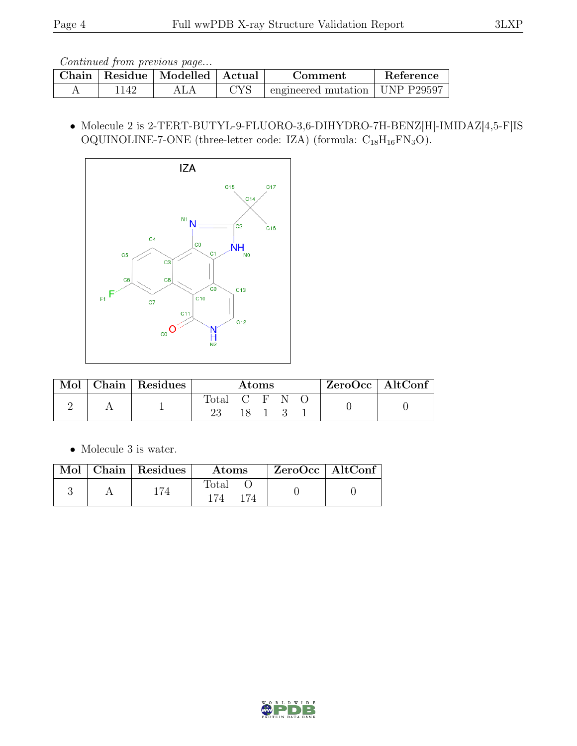*Continued from previous page...*

| Chain | Residue | Modelled | Actual | Comment | Reference |
|---|---|---|---|---|---|
| A | 1142 | ALA | CYS | engineered mutation | UNP P29597 |

- Molecule 2 is 2-TERT-BUTYL-9-FLUORO-3,6-DIHYDRO-7H-BENZ[H]-IMIDAZ[4,5-F]ISOQUINOLINE-7-ONE (three-letter code: IZA) (formula: $C_{18}H_{16}FN_3O$).

| Mol | Chain | Residues | Atoms | | | | | ZeroOcc | AltConf |
|---|---|---|---|---|---|---|---|---|---|
| | | | Total | C | F | N | O | | |
| 2 | A | 1 | 23 | 18 | 1 | 3 | 1 | 0 | 0 |

- Molecule 3 is water.

| Mol | Chain | Residues | Atoms | | ZeroOcc | AltConf |
|---|---|---|---|---|---|---|
| | | | Total | O | | |
| 3 | A | 174 | 174 | 174 | 0 | 0 |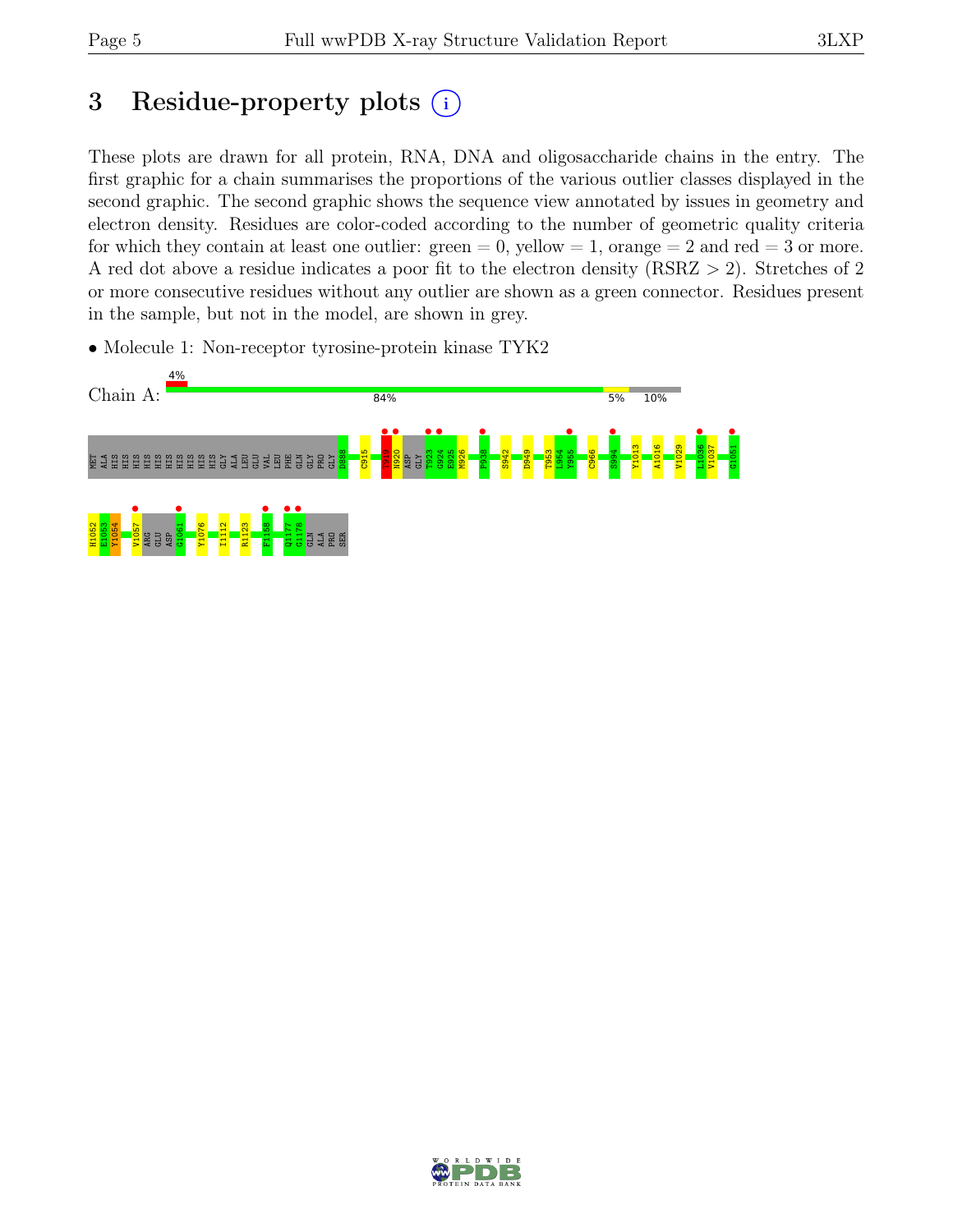# 3 Residue-property plots

These plots are drawn for all protein, RNA, DNA and oligosaccharide chains in the entry. The first graphic for a chain summarises the proportions of the various outlier classes displayed in the second graphic. The second graphic shows the sequence view annotated by issues in geometry and electron density. Residues are color-coded according to the number of geometric quality criteria for which they contain at least one outlier: green = 0, yellow = 1, orange = 2 and red = 3 or more. A red dot above a residue indicates a poor fit to the electron density (RSRZ > 2). Stretches of 2 or more consecutive residues without any outlier are shown as a green connector. Residues present in the sample, but not in the model, are shown in grey.

- Molecule 1: Non-receptor tyrosine-protein kinase TYK2

Chain A: 4% | 84% | 5% | 10%

MET ALA HIS HIS HIS HIS HIS HIS HIS HIS HIS HIS GLY ALA LEU GLU VAL LEU PHE GLN GLY PRO GLY D888 C915 T919 N920 ASP GLY T923 G924 E925 M926 P938 S942 D949 T953 L954 Y955 C966 S994 Y1013 A1016 V1029 L1036 V1037 G1051

H1052 E1053 Y1054 V1057 ARG GLU ASP G1061 Y1076 I1112 R1123 F1158 Q1177 G1178 GLN ALA PRO SER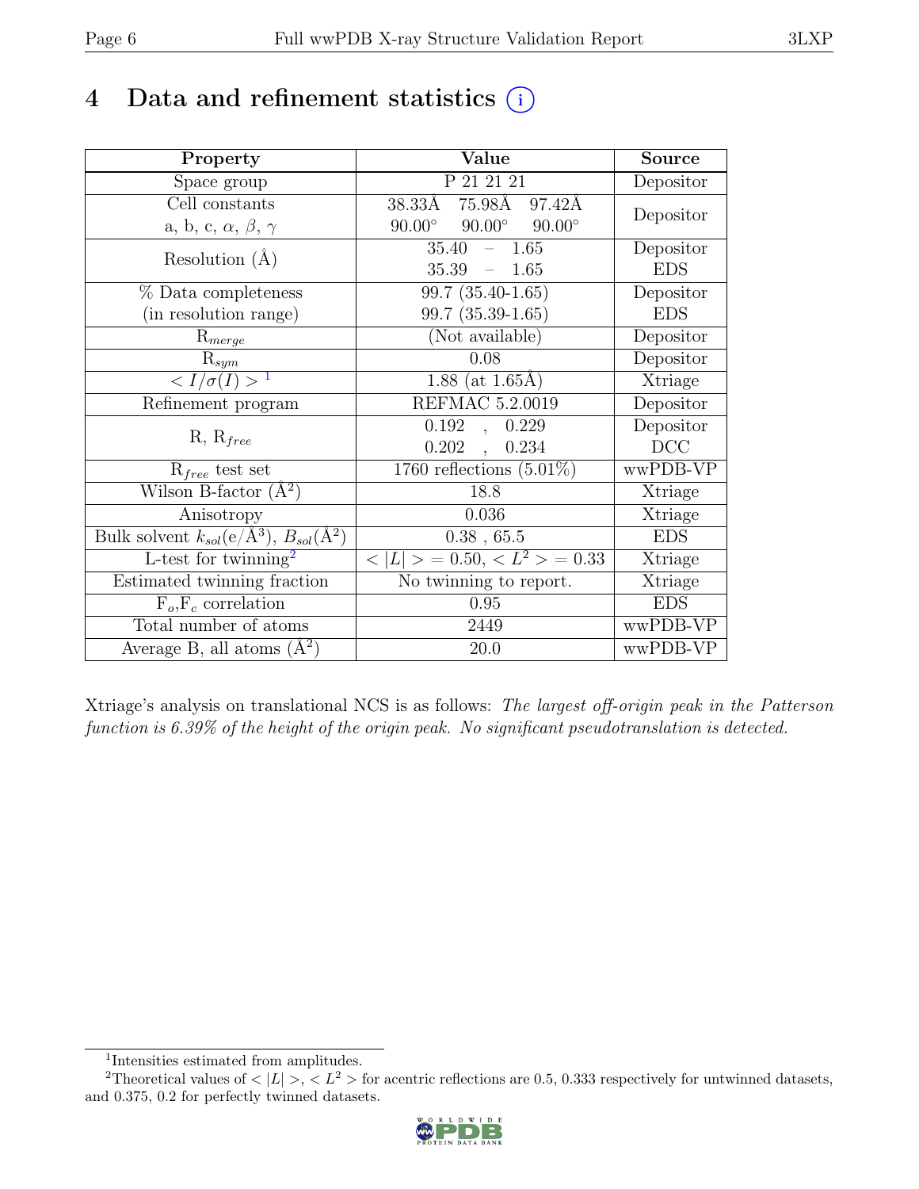# 4 Data and refinement statistics

| Property | Value | Source |
| --- | --- | --- |
| Space group | P 21 21 21 | Depositor |
| Cell constants<br>a, b, c, $\alpha$, $\beta$, $\gamma$ | 38.33Å 75.98Å 97.42Å<br>90.00° 90.00° 90.00° | Depositor |
| Resolution (Å) | 35.40 – 1.65<br>35.39 – 1.65 | Depositor<br>EDS |
| % Data completeness<br>(in resolution range) | 99.7 (35.40-1.65)<br>99.7 (35.39-1.65) | Depositor<br>EDS |
| $R_{merge}$ | (Not available) | Depositor |
| $R_{sym}$ | 0.08 | Depositor |
| $< I/\sigma(I) >$ [1] | 1.88 (at 1.65Å) | Xtriage |
| Refinement program | REFMAC 5.2.0019 | Depositor |
| R, $R_{free}$ | 0.192 , 0.229<br>0.202 , 0.234 | Depositor<br>DCC |
| $R_{free}$ test set | 1760 reflections (5.01%) | wwPDB-VP |
| Wilson B-factor (Å$^2$) | 18.8 | Xtriage |
| Anisotropy | 0.036 | Xtriage |
| Bulk solvent $k_{sol}$(e/Å$^3$), $B_{sol}$(Å$^2$) | 0.38 , 65.5 | EDS |
| L-test for twinning[2] | $< \|L\| > = 0.50$, $< L^2 > = 0.33$ | Xtriage |
| Estimated twinning fraction | No twinning to report. | Xtriage |
| $F_o$,$F_c$ correlation | 0.95 | EDS |
| Total number of atoms | 2449 | wwPDB-VP |
| Average B, all atoms (Å$^2$) | 20.0 | wwPDB-VP |

Xtriage's analysis on translational NCS is as follows: *The largest off-origin peak in the Patterson function is 6.39% of the height of the origin peak. No significant pseudotranslation is detected.*

[1] Intensities estimated from amplitudes.

[2] Theoretical values of $< |L| >$, $< L^2 >$ for acentric reflections are 0.5, 0.333 respectively for untwinned datasets, and 0.375, 0.2 for perfectly twinned datasets.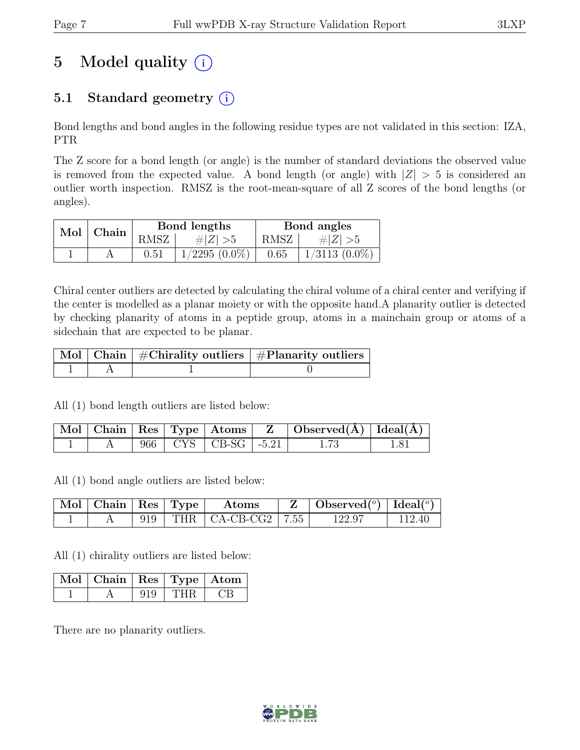# 5 Model quality (i)

## 5.1 Standard geometry (i)

Bond lengths and bond angles in the following residue types are not validated in this section: IZA, PTR

The Z score for a bond length (or angle) is the number of standard deviations the observed value is removed from the expected value. A bond length (or angle) with $|Z| > 5$ is considered an outlier worth inspection. RMSZ is the root-mean-square of all Z scores of the bond lengths (or angles).

| Mol | Chain | Bond lengths | | Bond angles | |
|---|---|---|---|---|---|
| | | RMSZ | $\#\|Z\| > 5$ | RMSZ | $\#\|Z\| > 5$ |
| 1 | A | 0.51 | 1/2295 (0.0%) | 0.65 | 1/3113 (0.0%) |

Chiral center outliers are detected by calculating the chiral volume of a chiral center and verifying if the center is modelled as a planar moiety or with the opposite hand.A planarity outlier is detected by checking planarity of atoms in a peptide group, atoms in a mainchain group or atoms of a sidechain that are expected to be planar.

| Mol | Chain | #Chirality outliers | #Planarity outliers |
|---|---|---|---|
| 1 | A | 1 | 0 |

All (1) bond length outliers are listed below:

| Mol | Chain | Res | Type | Atoms | Z | Observed(Å) | Ideal(Å) |
|---|---|---|---|---|---|---|---|
| 1 | A | 966 | CYS | CB-SG | -5.21 | 1.73 | 1.81 |

All (1) bond angle outliers are listed below:

| Mol | Chain | Res | Type | Atoms | Z | Observed(°) | Ideal(°) |
|---|---|---|---|---|---|---|---|
| 1 | A | 919 | THR | CA-CB-CG2 | 7.55 | 122.97 | 112.40 |

All (1) chirality outliers are listed below:

| Mol | Chain | Res | Type | Atom |
|---|---|---|---|---|
| 1 | A | 919 | THR | CB |

There are no planarity outliers.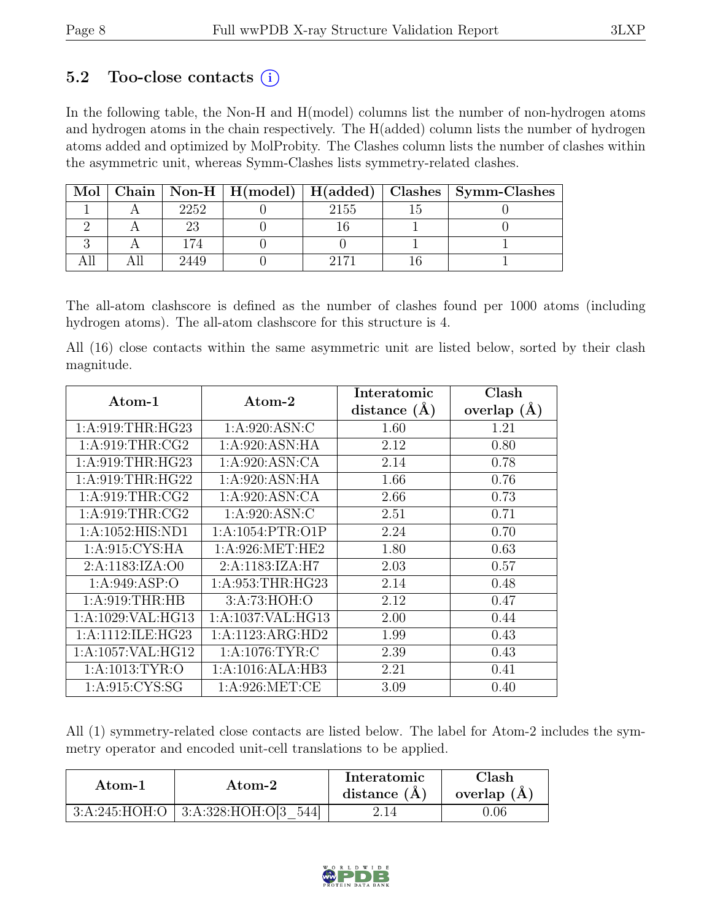## 5.2 Too-close contacts (i)

In the following table, the Non-H and H(model) columns list the number of non-hydrogen atoms and hydrogen atoms in the chain respectively. The H(added) column lists the number of hydrogen atoms added and optimized by MolProbity. The Clashes column lists the number of clashes within the asymmetric unit, whereas Symm-Clashes lists symmetry-related clashes.

| Mol | Chain | Non-H | H(model) | H(added) | Clashes | Symm-Clashes |
|---|---|---|---|---|---|---|
| 1 | A | 2252 | 0 | 2155 | 15 | 0 |
| 2 | A | 23 | 0 | 16 | 1 | 0 |
| 3 | A | 174 | 0 | 0 | 1 | 1 |
| All | All | 2449 | 0 | 2171 | 16 | 1 |

The all-atom clashscore is defined as the number of clashes found per 1000 atoms (including hydrogen atoms). The all-atom clashscore for this structure is 4.

All (16) close contacts within the same asymmetric unit are listed below, sorted by their clash magnitude.

| Atom-1 | Atom-2 | Interatomic distance (Å) | Clash overlap (Å) |
|---|---|---|---|
| 1:A:919:THR:HG23 | 1:A:920:ASN:C | 1.60 | 1.21 |
| 1:A:919:THR:CG2 | 1:A:920:ASN:HA | 2.12 | 0.80 |
| 1:A:919:THR:HG23 | 1:A:920:ASN:CA | 2.14 | 0.78 |
| 1:A:919:THR:HG22 | 1:A:920:ASN:HA | 1.66 | 0.76 |
| 1:A:919:THR:CG2 | 1:A:920:ASN:CA | 2.66 | 0.73 |
| 1:A:919:THR:CG2 | 1:A:920:ASN:C | 2.51 | 0.71 |
| 1:A:1052:HIS:ND1 | 1:A:1054:PTR:O1P | 2.24 | 0.70 |
| 1:A:915:CYS:HA | 1:A:926:MET:HE2 | 1.80 | 0.63 |
| 2:A:1183:IZA:O0 | 2:A:1183:IZA:H7 | 2.03 | 0.57 |
| 1:A:949:ASP:O | 1:A:953:THR:HG23 | 2.14 | 0.48 |
| 1:A:919:THR:HB | 3:A:73:HOH:O | 2.12 | 0.47 |
| 1:A:1029:VAL:HG13 | 1:A:1037:VAL:HG13 | 2.00 | 0.44 |
| 1:A:1112:ILE:HG23 | 1:A:1123:ARG:HD2 | 1.99 | 0.43 |
| 1:A:1057:VAL:HG12 | 1:A:1076:TYR:C | 2.39 | 0.43 |
| 1:A:1013:TYR:O | 1:A:1016:ALA:HB3 | 2.21 | 0.41 |
| 1:A:915:CYS:SG | 1:A:926:MET:CE | 3.09 | 0.40 |

All (1) symmetry-related close contacts are listed below. The label for Atom-2 includes the symmetry operator and encoded unit-cell translations to be applied.

| Atom-1 | Atom-2 | Interatomic distance (Å) | Clash overlap (Å) |
|---|---|---|---|
| 3:A:245:HOH:O | 3:A:328:HOH:O[3_544] | 2.14 | 0.06 |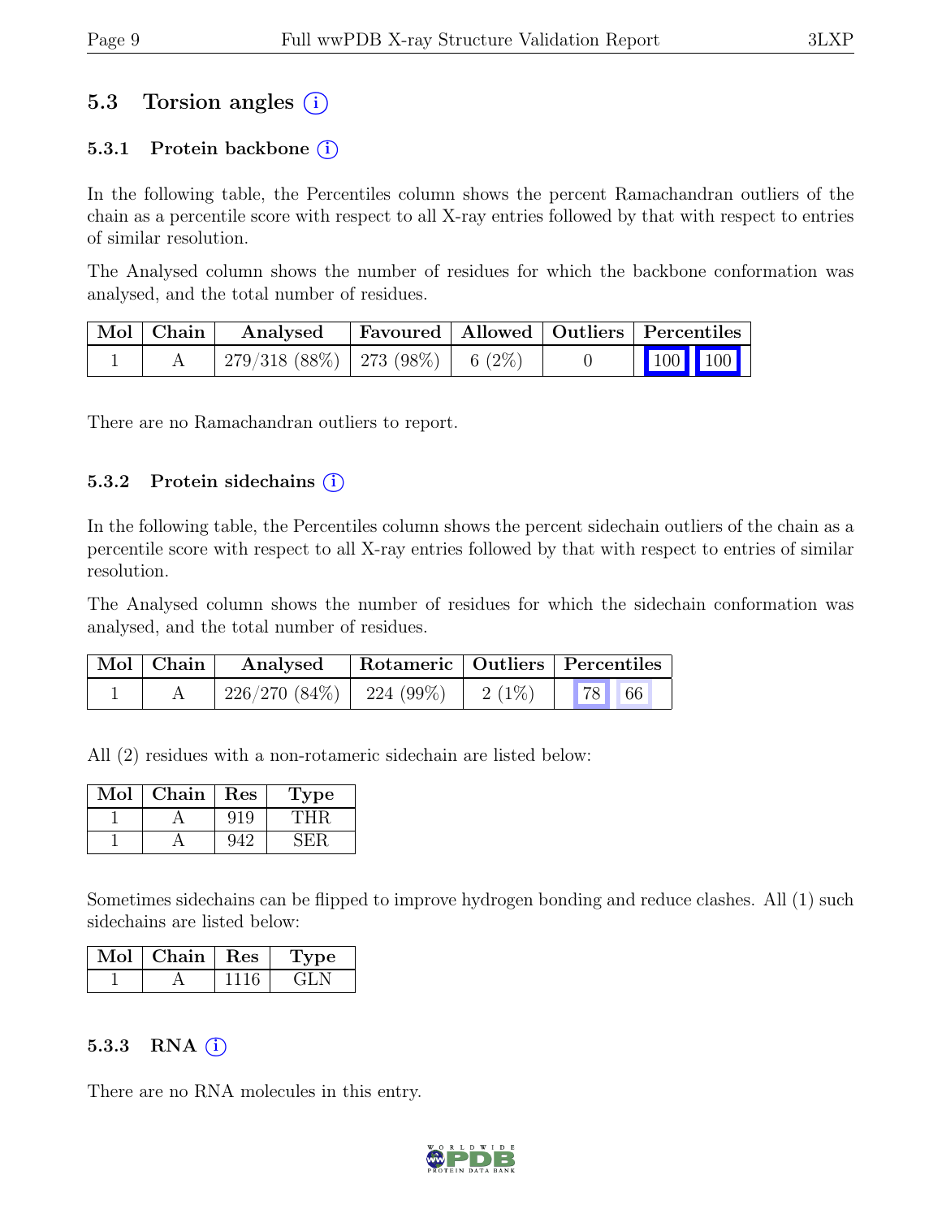## 5.3 Torsion angles (i)

### 5.3.1 Protein backbone (i)

In the following table, the Percentiles column shows the percent Ramachandran outliers of the chain as a percentile score with respect to all X-ray entries followed by that with respect to entries of similar resolution.

The Analysed column shows the number of residues for which the backbone conformation was analysed, and the total number of residues.

| Mol | Chain | Analysed | Favoured | Allowed | Outliers | Percentiles | |
|---|---|---|---|---|---|---|---|
| 1 | A | 279/318 (88%) | 273 (98%) | 6 (2%) | 0 | 100 | 100 |

There are no Ramachandran outliers to report.

### 5.3.2 Protein sidechains (i)

In the following table, the Percentiles column shows the percent sidechain outliers of the chain as a percentile score with respect to all X-ray entries followed by that with respect to entries of similar resolution.

The Analysed column shows the number of residues for which the sidechain conformation was analysed, and the total number of residues.

| Mol | Chain | Analysed | Rotameric | Outliers | Percentiles | |
|---|---|---|---|---|---|---|
| 1 | A | 226/270 (84%) | 224 (99%) | 2 (1%) | 78 | 66 |

All (2) residues with a non-rotameric sidechain are listed below:

| Mol | Chain | Res | Type |
|---|---|---|---|
| 1 | A | 919 | THR |
| 1 | A | 942 | SER |

Sometimes sidechains can be flipped to improve hydrogen bonding and reduce clashes. All (1) such sidechains are listed below:

| Mol | Chain | Res | Type |
|---|---|---|---|
| 1 | A | 1116 | GLN |

### 5.3.3 RNA (i)

There are no RNA molecules in this entry.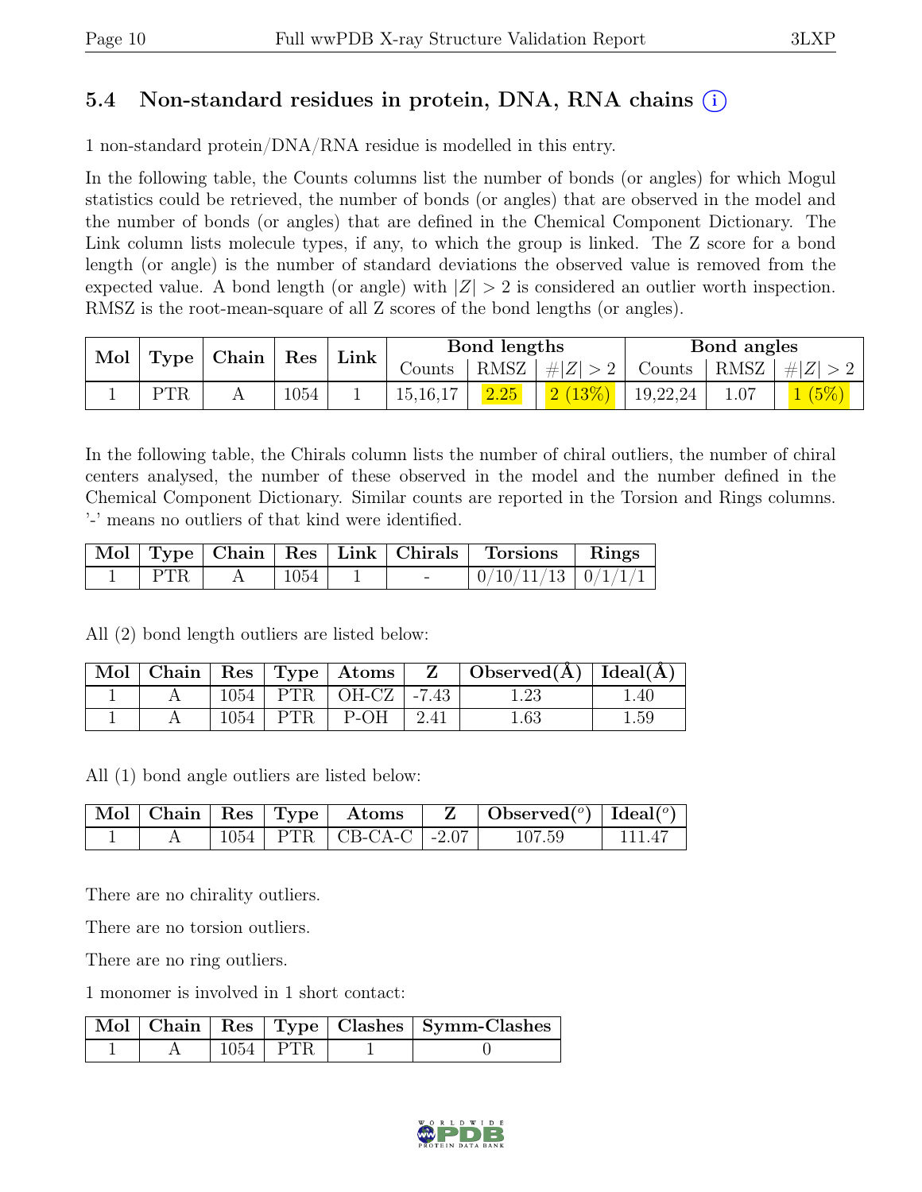## 5.4 Non-standard residues in protein, DNA, RNA chains ⓘ

1 non-standard protein/DNA/RNA residue is modelled in this entry.

In the following table, the Counts columns list the number of bonds (or angles) for which Mogul statistics could be retrieved, the number of bonds (or angles) that are observed in the model and the number of bonds (or angles) that are defined in the Chemical Component Dictionary. The Link column lists molecule types, if any, to which the group is linked. The Z score for a bond length (or angle) is the number of standard deviations the observed value is removed from the expected value. A bond length (or angle) with $|Z| > 2$ is considered an outlier worth inspection. RMSZ is the root-mean-square of all Z scores of the bond lengths (or angles).

| Mol | Type | Chain | Res | Link | Bond lengths | | | Bond angles | | |
|---|---|---|---|---|---|---|---|---|---|---|
| | | | | | Counts | RMSZ | $\#\|Z\| > 2$ | Counts | RMSZ | $\#\|Z\| > 2$ |
| 1 | PTR | A | 1054 | 1 | 15,16,17 | 2.25 | 2 (13%) | 19,22,24 | 1.07 | 1 (5%) |

In the following table, the Chirals column lists the number of chiral outliers, the number of chiral centers analysed, the number of these observed in the model and the number defined in the Chemical Component Dictionary. Similar counts are reported in the Torsion and Rings columns. '-' means no outliers of that kind were identified.

| Mol | Type | Chain | Res | Link | Chirals | Torsions | Rings |
|---|---|---|---|---|---|---|---|
| 1 | PTR | A | 1054 | 1 | - | 0/10/11/13 | 0/1/1/1 |

All (2) bond length outliers are listed below:

| Mol | Chain | Res | Type | Atoms | Z | Observed(Å) | Ideal(Å) |
|---|---|---|---|---|---|---|---|
| 1 | A | 1054 | PTR | OH-CZ | -7.43 | 1.23 | 1.40 |
| 1 | A | 1054 | PTR | P-OH | 2.41 | 1.63 | 1.59 |

All (1) bond angle outliers are listed below:

| Mol | Chain | Res | Type | Atoms | Z | Observed($^o$) | Ideal($^o$) |
|---|---|---|---|---|---|---|---|
| 1 | A | 1054 | PTR | CB-CA-C | -2.07 | 107.59 | 111.47 |

There are no chirality outliers.

There are no torsion outliers.

There are no ring outliers.

1 monomer is involved in 1 short contact:

| Mol | Chain | Res | Type | Clashes | Symm-Clashes |
|---|---|---|---|---|---|
| 1 | A | 1054 | PTR | 1 | 0 |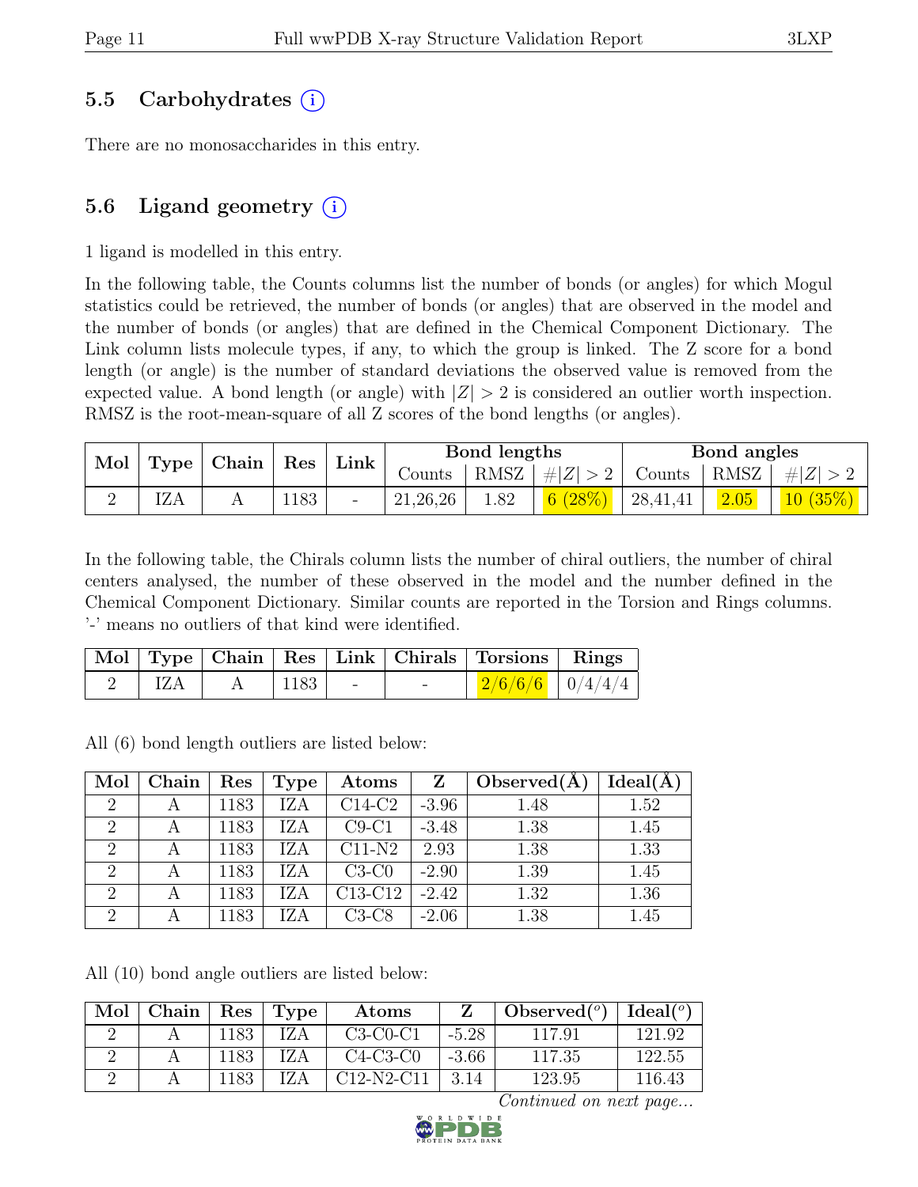### 5.5 Carbohydrates (i)

There are no monosaccharides in this entry.

### 5.6 Ligand geometry (i)

1 ligand is modelled in this entry.

In the following table, the Counts columns list the number of bonds (or angles) for which Mogul statistics could be retrieved, the number of bonds (or angles) that are observed in the model and the number of bonds (or angles) that are defined in the Chemical Component Dictionary. The Link column lists molecule types, if any, to which the group is linked. The Z score for a bond length (or angle) is the number of standard deviations the observed value is removed from the expected value. A bond length (or angle) with $|Z| > 2$ is considered an outlier worth inspection. RMSZ is the root-mean-square of all Z scores of the bond lengths (or angles).

| Mol | Type | Chain | Res | Link | Bond lengths | | | Bond angles | | |
|---|---|---|---|---|---|---|---|---|---|---|
| | | | | | Counts | RMSZ | $\#\|Z\| > 2$ | Counts | RMSZ | $\#\|Z\| > 2$ |
| 2 | IZA | A | 1183 | - | 21,26,26 | 1.82 | 6 (28%) | 28,41,41 | 2.05 | 10 (35%) |

In the following table, the Chirals column lists the number of chiral outliers, the number of chiral centers analysed, the number of these observed in the model and the number defined in the Chemical Component Dictionary. Similar counts are reported in the Torsion and Rings columns. '-' means no outliers of that kind were identified.

| Mol | Type | Chain | Res | Link | Chirals | Torsions | Rings |
|---|---|---|---|---|---|---|---|
| 2 | IZA | A | 1183 | - | - | 2/6/6/6 | 0/4/4/4 |

All (6) bond length outliers are listed below:

| Mol | Chain | Res | Type | Atoms | Z | Observed(Å) | Ideal(Å) |
|---|---|---|---|---|---|---|---|
| 2 | A | 1183 | IZA | C14-C2 | -3.96 | 1.48 | 1.52 |
| 2 | A | 1183 | IZA | C9-C1 | -3.48 | 1.38 | 1.45 |
| 2 | A | 1183 | IZA | C11-N2 | 2.93 | 1.38 | 1.33 |
| 2 | A | 1183 | IZA | C3-C0 | -2.90 | 1.39 | 1.45 |
| 2 | A | 1183 | IZA | C13-C12 | -2.42 | 1.32 | 1.36 |
| 2 | A | 1183 | IZA | C3-C8 | -2.06 | 1.38 | 1.45 |

All (10) bond angle outliers are listed below:

| Mol | Chain | Res | Type | Atoms | Z | Observed($^o$) | Ideal($^o$) |
|---|---|---|---|---|---|---|---|
| 2 | A | 1183 | IZA | C3-C0-C1 | -5.28 | 117.91 | 121.92 |
| 2 | A | 1183 | IZA | C4-C3-C0 | -3.66 | 117.35 | 122.55 |
| 2 | A | 1183 | IZA | C12-N2-C11 | 3.14 | 123.95 | 116.43 |

*Continued on next page...*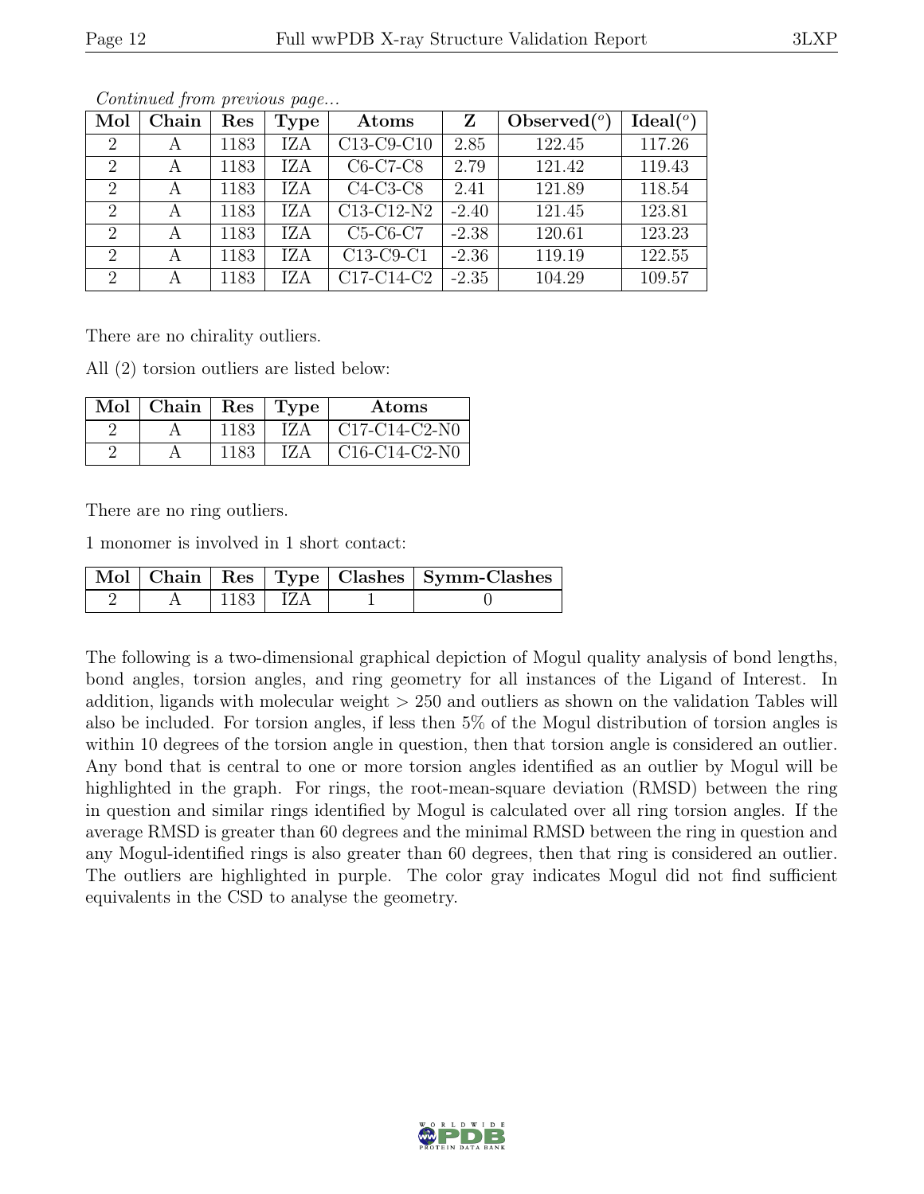*Continued from previous page...*

| Mol | Chain | Res | Type | Atoms | Z | Observed(°) | Ideal(°) |
|---|---|---|---|---|---|---|---|
| 2 | A | 1183 | IZA | C13-C9-C10 | 2.85 | 122.45 | 117.26 |
| 2 | A | 1183 | IZA | C6-C7-C8 | 2.79 | 121.42 | 119.43 |
| 2 | A | 1183 | IZA | C4-C3-C8 | 2.41 | 121.89 | 118.54 |
| 2 | A | 1183 | IZA | C13-C12-N2 | -2.40 | 121.45 | 123.81 |
| 2 | A | 1183 | IZA | C5-C6-C7 | -2.38 | 120.61 | 123.23 |
| 2 | A | 1183 | IZA | C13-C9-C1 | -2.36 | 119.19 | 122.55 |
| 2 | A | 1183 | IZA | C17-C14-C2 | -2.35 | 104.29 | 109.57 |

There are no chirality outliers.

All (2) torsion outliers are listed below:

| Mol | Chain | Res | Type | Atoms |
|---|---|---|---|---|
| 2 | A | 1183 | IZA | C17-C14-C2-N0 |
| 2 | A | 1183 | IZA | C16-C14-C2-N0 |

There are no ring outliers.

1 monomer is involved in 1 short contact:

| Mol | Chain | Res | Type | Clashes | Symm-Clashes |
|---|---|---|---|---|---|
| 2 | A | 1183 | IZA | 1 | 0 |

The following is a two-dimensional graphical depiction of Mogul quality analysis of bond lengths, bond angles, torsion angles, and ring geometry for all instances of the Ligand of Interest. In addition, ligands with molecular weight > 250 and outliers as shown on the validation Tables will also be included. For torsion angles, if less then 5% of the Mogul distribution of torsion angles is within 10 degrees of the torsion angle in question, then that torsion angle is considered an outlier. Any bond that is central to one or more torsion angles identified as an outlier by Mogul will be highlighted in the graph. For rings, the root-mean-square deviation (RMSD) between the ring in question and similar rings identified by Mogul is calculated over all ring torsion angles. If the average RMSD is greater than 60 degrees and the minimal RMSD between the ring in question and any Mogul-identified rings is also greater than 60 degrees, then that ring is considered an outlier. The outliers are highlighted in purple. The color gray indicates Mogul did not find sufficient equivalents in the CSD to analyse the geometry.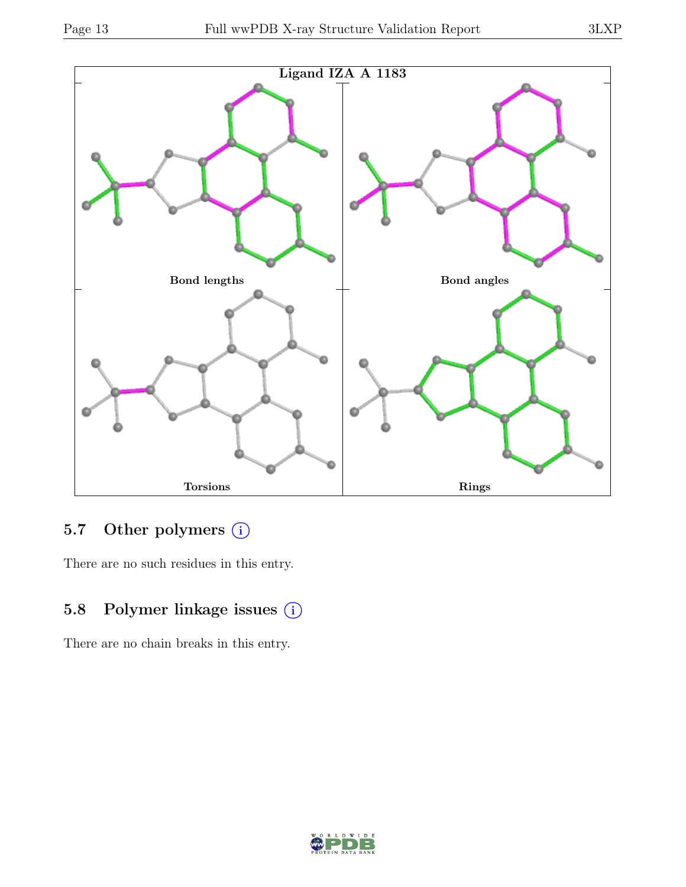Ligand IZA A 1183

Bond lengths

Bond angles

Torsions

Rings

## 5.7 Other polymers (i)

There are no such residues in this entry.

## 5.8 Polymer linkage issues (i)

There are no chain breaks in this entry.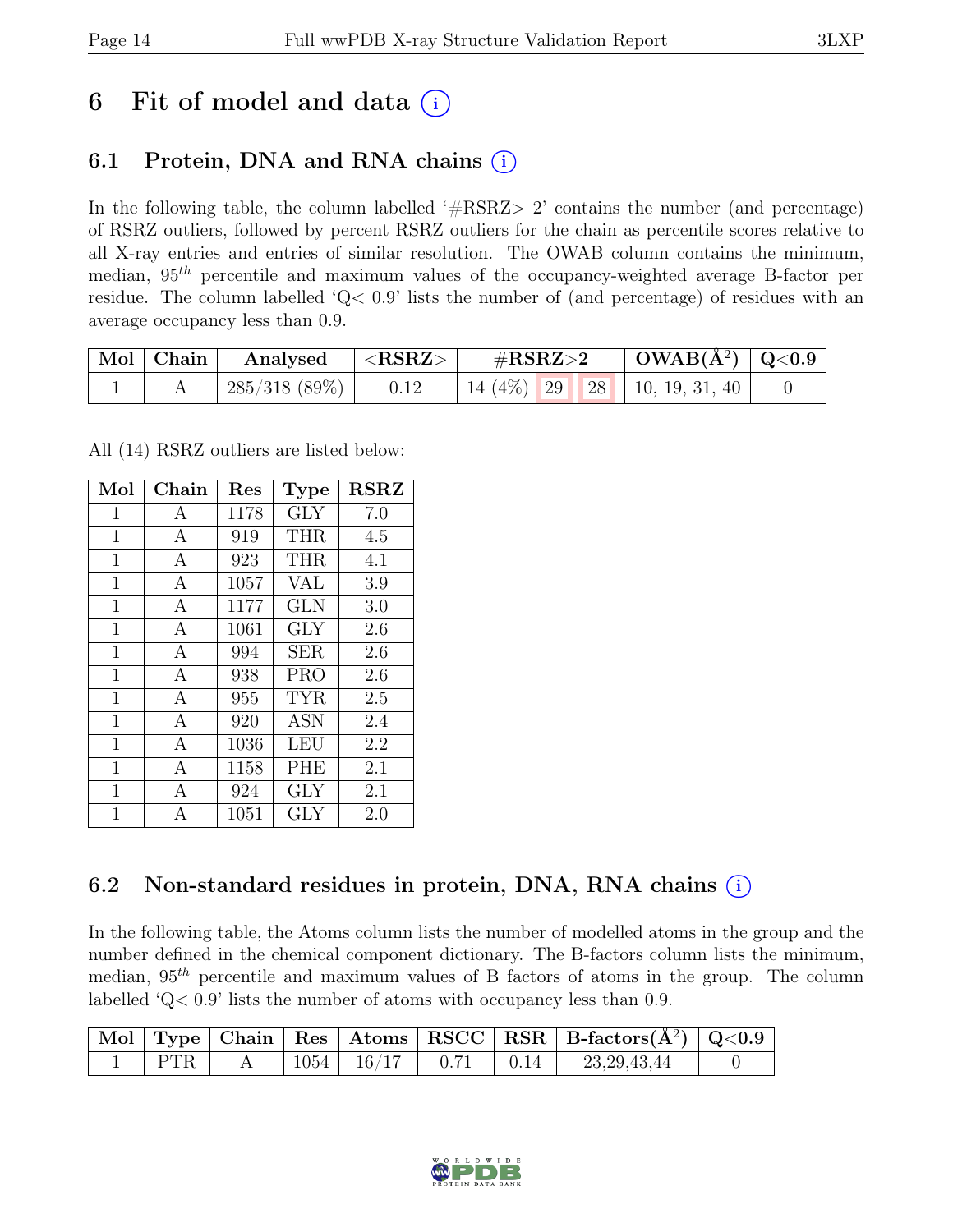# 6 Fit of model and data (i)

## 6.1 Protein, DNA and RNA chains (i)

In the following table, the column labelled '#RSRZ> 2' contains the number (and percentage) of RSRZ outliers, followed by percent RSRZ outliers for the chain as percentile scores relative to all X-ray entries and entries of similar resolution. The OWAB column contains the minimum, median, $95^{th}$ percentile and maximum values of the occupancy-weighted average B-factor per residue. The column labelled 'Q< 0.9' lists the number of (and percentage) of residues with an average occupancy less than 0.9.

| Mol | Chain | Analysed | <RSRZ> | #RSRZ>2 | | | OWAB(Å$^2$) | Q<0.9 |
|---|---|---|---|---|---|---|---|---|
| 1 | A | 285/318 (89%) | 0.12 | 14 (4%) | 29 | 28 | 10, 19, 31, 40 | 0 |

All (14) RSRZ outliers are listed below:

| Mol | Chain | Res | Type | RSRZ |
|---|---|---|---|---|
| 1 | A | 1178 | GLY | 7.0 |
| 1 | A | 919 | THR | 4.5 |
| 1 | A | 923 | THR | 4.1 |
| 1 | A | 1057 | VAL | 3.9 |
| 1 | A | 1177 | GLN | 3.0 |
| 1 | A | 1061 | GLY | 2.6 |
| 1 | A | 994 | SER | 2.6 |
| 1 | A | 938 | PRO | 2.6 |
| 1 | A | 955 | TYR | 2.5 |
| 1 | A | 920 | ASN | 2.4 |
| 1 | A | 1036 | LEU | 2.2 |
| 1 | A | 1158 | PHE | 2.1 |
| 1 | A | 924 | GLY | 2.1 |
| 1 | A | 1051 | GLY | 2.0 |

## 6.2 Non-standard residues in protein, DNA, RNA chains (i)

In the following table, the Atoms column lists the number of modelled atoms in the group and the number defined in the chemical component dictionary. The B-factors column lists the minimum, median, $95^{th}$ percentile and maximum values of B factors of atoms in the group. The column labelled 'Q< 0.9' lists the number of atoms with occupancy less than 0.9.

| Mol | Type | Chain | Res | Atoms | RSCC | RSR | B-factors(Å$^2$) | Q<0.9 |
|---|---|---|---|---|---|---|---|---|
| 1 | PTR | A | 1054 | 16/17 | 0.71 | 0.14 | 23,29,43,44 | 0 |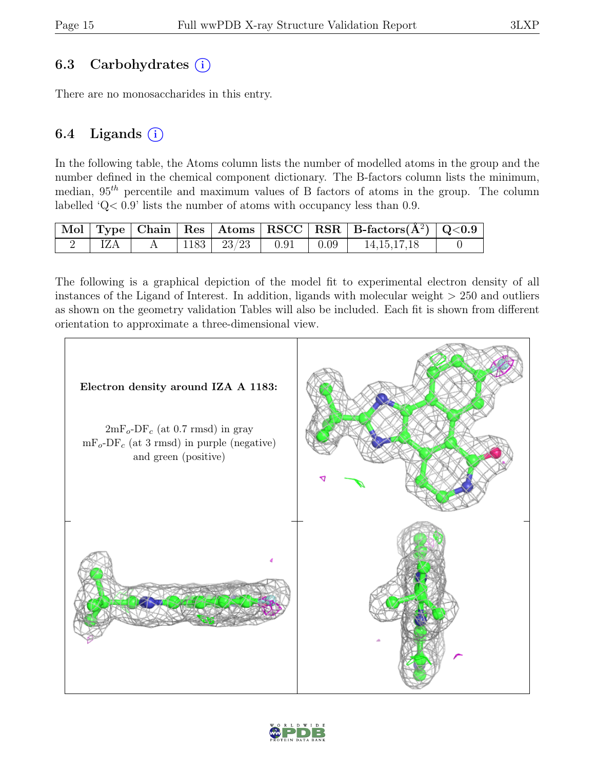## 6.3 Carbohydrates (i)

There are no monosaccharides in this entry.

## 6.4 Ligands (i)

In the following table, the Atoms column lists the number of modelled atoms in the group and the number defined in the chemical component dictionary. The B-factors column lists the minimum, median, $95^{th}$ percentile and maximum values of B factors of atoms in the group. The column labelled 'Q< 0.9' lists the number of atoms with occupancy less than 0.9.

| Mol | Type | Chain | Res | Atoms | RSCC | RSR | B-factors($Å^2$) | Q<0.9 |
|---|---|---|---|---|---|---|---|---|
| 2 | IZA | A | 1183 | 23/23 | 0.91 | 0.09 | 14,15,17,18 | 0 |

The following is a graphical depiction of the model fit to experimental electron density of all instances of the Ligand of Interest. In addition, ligands with molecular weight > 250 and outliers as shown on the geometry validation Tables will also be included. Each fit is shown from different orientation to approximate a three-dimensional view.

**Electron density around IZA A 1183:**

$2mF_o$-$DF_c$ (at 0.7 rmsd) in gray
$mF_o$-$DF_c$ (at 3 rmsd) in purple (negative) and green (positive)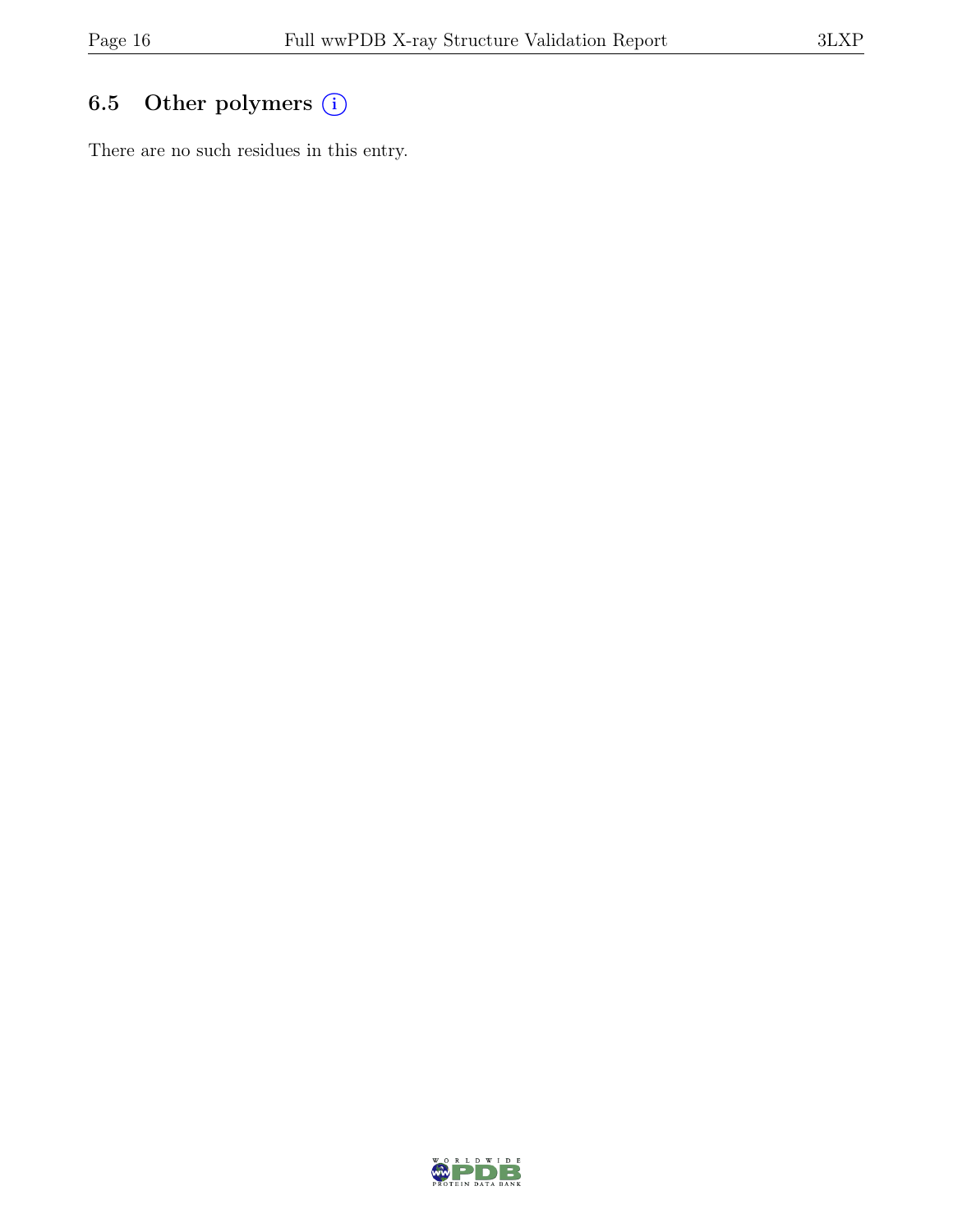## 6.5 Other polymers

There are no such residues in this entry.